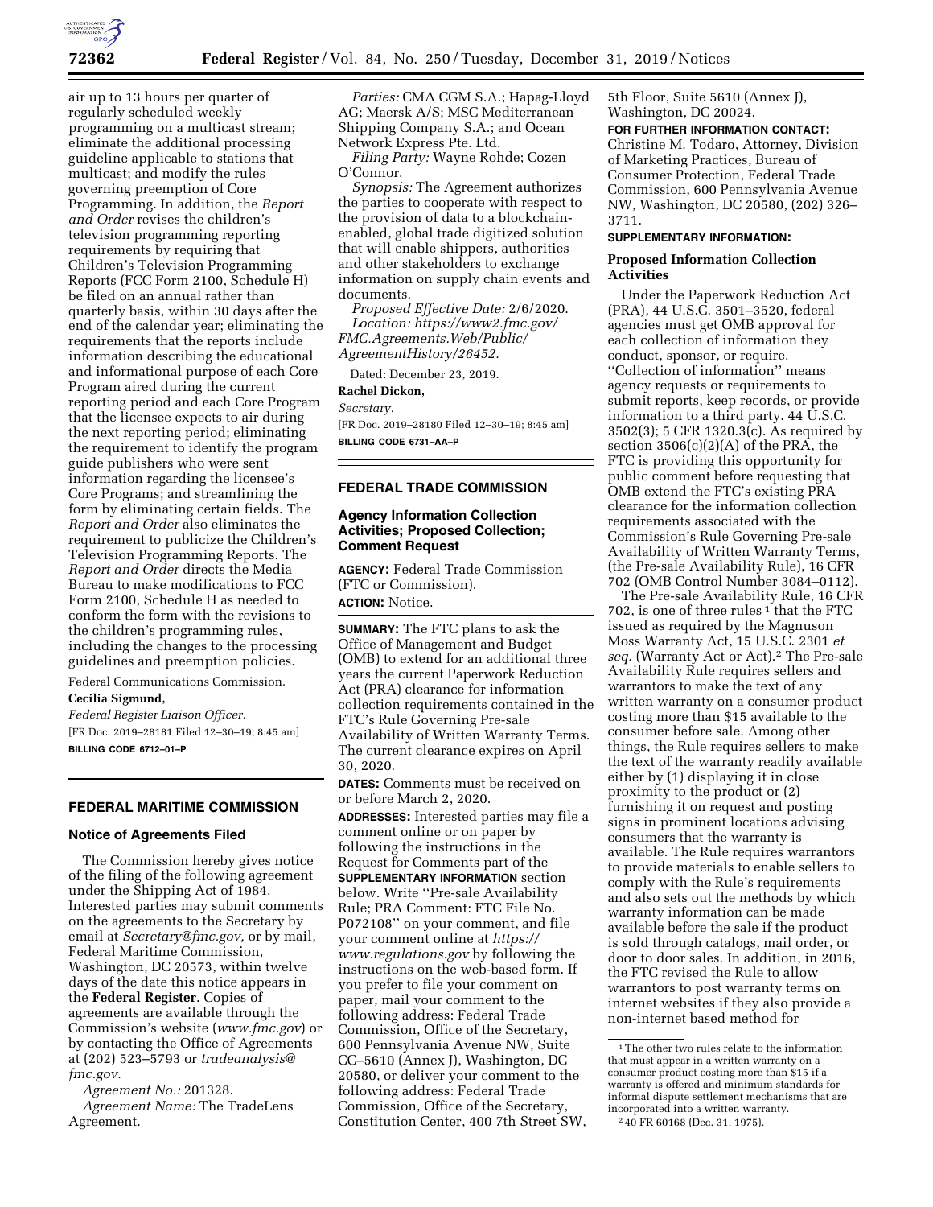air up to 13 hours per quarter of regularly scheduled weekly programming on a multicast stream; eliminate the additional processing guideline applicable to stations that multicast; and modify the rules governing preemption of Core Programming. In addition, the *Report and Order* revises the children's television programming reporting requirements by requiring that Children's Television Programming Reports (FCC Form 2100, Schedule H) be filed on an annual rather than quarterly basis, within 30 days after the end of the calendar year; eliminating the requirements that the reports include information describing the educational and informational purpose of each Core Program aired during the current reporting period and each Core Program that the licensee expects to air during the next reporting period; eliminating the requirement to identify the program guide publishers who were sent information regarding the licensee's Core Programs; and streamlining the form by eliminating certain fields. The *Report and Order* also eliminates the requirement to publicize the Children's Television Programming Reports. The *Report and Order* directs the Media Bureau to make modifications to FCC Form 2100, Schedule H as needed to conform the form with the revisions to the children's programming rules, including the changes to the processing guidelines and preemption policies.

Federal Communications Commission.

**Cecilia Sigmund,**

*Federal Register Liaison Officer.*

[FR Doc. 2019–28181 Filed 12–30–19; 8:45 am]

**BILLING CODE 6712–01–P**

## FEDERAL MARITIME COMMISSION

### Notice of Agreements Filed

The Commission hereby gives notice of the filing of the following agreement under the Shipping Act of 1984. Interested parties may submit comments on the agreements to the Secretary by email at *Secretary@fmc.gov,* or by mail, Federal Maritime Commission, Washington, DC 20573, within twelve days of the date this notice appears in the **Federal Register**. Copies of agreements are available through the Commission's website (*www.fmc.gov*) or by contacting the Office of Agreements at (202) 523–5793 or *tradeanalysis@fmc.gov.*

*Agreement No.:* 201328.

*Agreement Name:* The TradeLens Agreement.

*Parties:* CMA CGM S.A.; Hapag-Lloyd AG; Maersk A/S; MSC Mediterranean Shipping Company S.A.; and Ocean Network Express Pte. Ltd.

*Filing Party:* Wayne Rohde; Cozen O'Connor.

*Synopsis:* The Agreement authorizes the parties to cooperate with respect to the provision of data to a blockchain-enabled, global trade digitized solution that will enable shippers, authorities and other stakeholders to exchange information on supply chain events and documents.

*Proposed Effective Date:* 2/6/2020.

*Location: https://www2.fmc.gov/FMC.Agreements.Web/Public/AgreementHistory/26452.*

Dated: December 23, 2019.

**Rachel Dickon,**

*Secretary.*

[FR Doc. 2019–28180 Filed 12–30–19; 8:45 am]

**BILLING CODE 6731–AA–P**

## FEDERAL TRADE COMMISSION

### Agency Information Collection Activities; Proposed Collection; Comment Request

**AGENCY:** Federal Trade Commission (FTC or Commission).

**ACTION:** Notice.

**SUMMARY:** The FTC plans to ask the Office of Management and Budget (OMB) to extend for an additional three years the current Paperwork Reduction Act (PRA) clearance for information collection requirements contained in the FTC's Rule Governing Pre-sale Availability of Written Warranty Terms. The current clearance expires on April 30, 2020.

**DATES:** Comments must be received on or before March 2, 2020.

**ADDRESSES:** Interested parties may file a comment online or on paper by following the instructions in the Request for Comments part of the **SUPPLEMENTARY INFORMATION** section below. Write ''Pre-sale Availability Rule; PRA Comment: FTC File No. P072108'' on your comment, and file your comment online at *https://www.regulations.gov* by following the instructions on the web-based form. If you prefer to file your comment on paper, mail your comment to the following address: Federal Trade Commission, Office of the Secretary, 600 Pennsylvania Avenue NW, Suite CC–5610 (Annex J), Washington, DC 20580, or deliver your comment to the following address: Federal Trade Commission, Office of the Secretary, Constitution Center, 400 7th Street SW, 5th Floor, Suite 5610 (Annex J), Washington, DC 20024.

**FOR FURTHER INFORMATION CONTACT:** Christine M. Todaro, Attorney, Division of Marketing Practices, Bureau of Consumer Protection, Federal Trade Commission, 600 Pennsylvania Avenue NW, Washington, DC 20580, (202) 326–3711.

**SUPPLEMENTARY INFORMATION:**

### Proposed Information Collection Activities

Under the Paperwork Reduction Act (PRA), 44 U.S.C. 3501–3520, federal agencies must get OMB approval for each collection of information they conduct, sponsor, or require. ''Collection of information'' means agency requests or requirements to submit reports, keep records, or provide information to a third party. 44 U.S.C. 3502(3); 5 CFR 1320.3(c). As required by section 3506(c)(2)(A) of the PRA, the FTC is providing this opportunity for public comment before requesting that OMB extend the FTC's existing PRA clearance for the information collection requirements associated with the Commission's Rule Governing Pre-sale Availability of Written Warranty Terms, (the Pre-sale Availability Rule), 16 CFR 702 (OMB Control Number 3084–0112).

The Pre-sale Availability Rule, 16 CFR 702, is one of three rules [1] that the FTC issued as required by the Magnuson Moss Warranty Act, 15 U.S.C. 2301 *et seq.* (Warranty Act or Act).[2] The Pre-sale Availability Rule requires sellers and warrantors to make the text of any written warranty on a consumer product costing more than $15 available to the consumer before sale. Among other things, the Rule requires sellers to make the text of the warranty readily available either by (1) displaying it in close proximity to the product or (2) furnishing it on request and posting signs in prominent locations advising consumers that the warranty is available. The Rule requires warrantors to provide materials to enable sellers to comply with the Rule's requirements and also sets out the methods by which warranty information can be made available before the sale if the product is sold through catalogs, mail order, or door to door sales. In addition, in 2016, the FTC revised the Rule to allow warrantors to post warranty terms on internet websites if they also provide a non-internet based method for

---

[1] The other two rules relate to the information that must appear in a written warranty on a consumer product costing more than $15 if a warranty is offered and minimum standards for informal dispute settlement mechanisms that are incorporated into a written warranty.

[2] 40 FR 60168 (Dec. 31, 1975).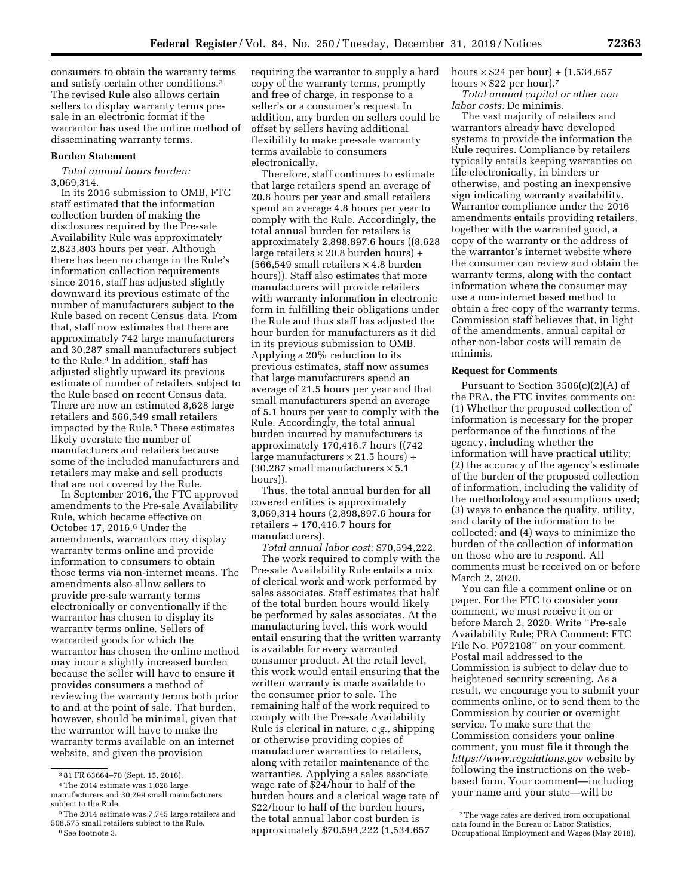consumers to obtain the warranty terms and satisfy certain other conditions.[3] The revised Rule also allows certain sellers to display warranty terms pre-sale in an electronic format if the warrantor has used the online method of disseminating warranty terms.

**Burden Statement**

*Total annual hours burden:* 3,069,314.

In its 2016 submission to OMB, FTC staff estimated that the information collection burden of making the disclosures required by the Pre-sale Availability Rule was approximately 2,823,803 hours per year. Although there has been no change in the Rule's information collection requirements since 2016, staff has adjusted slightly downward its previous estimate of the number of manufacturers subject to the Rule based on recent Census data. From that, staff now estimates that there are approximately 742 large manufacturers and 30,287 small manufacturers subject to the Rule.[4] In addition, staff has adjusted slightly upward its previous estimate of number of retailers subject to the Rule based on recent Census data. There are now an estimated 8,628 large retailers and 566,549 small retailers impacted by the Rule.[5] These estimates likely overstate the number of manufacturers and retailers because some of the included manufacturers and retailers may make and sell products that are not covered by the Rule.

In September 2016, the FTC approved amendments to the Pre-sale Availability Rule, which became effective on October 17, 2016.[6] Under the amendments, warrantors may display warranty terms online and provide information to consumers to obtain those terms via non-internet means. The amendments also allow sellers to provide pre-sale warranty terms electronically or conventionally if the warrantor has chosen to display its warranty terms online. Sellers of warranted goods for which the warrantor has chosen the online method may incur a slightly increased burden because the seller will have to ensure it provides consumers a method of reviewing the warranty terms both prior to and at the point of sale. That burden, however, should be minimal, given that the warrantor will have to make the warranty terms available on an internet website, and given the provision requiring the warrantor to supply a hard copy of the warranty terms, promptly and free of charge, in response to a seller's or a consumer's request. In addition, any burden on sellers could be offset by sellers having additional flexibility to make pre-sale warranty terms available to consumers electronically.

Therefore, staff continues to estimate that large retailers spend an average of 20.8 hours per year and small retailers spend an average 4.8 hours per year to comply with the Rule. Accordingly, the total annual burden for retailers is approximately 2,898,897.6 hours ((8,628 large retailers × 20.8 burden hours) + (566,549 small retailers × 4.8 burden hours)). Staff also estimates that more manufacturers will provide retailers with warranty information in electronic form in fulfilling their obligations under the Rule and thus staff has adjusted the hour burden for manufacturers as it did in its previous submission to OMB. Applying a 20% reduction to its previous estimates, staff now assumes that large manufacturers spend an average of 21.5 hours per year and that small manufacturers spend an average of 5.1 hours per year to comply with the Rule. Accordingly, the total annual burden incurred by manufacturers is approximately 170,416.7 hours ((742 large manufacturers × 21.5 hours) + (30,287 small manufacturers × 5.1 hours)).

Thus, the total annual burden for all covered entities is approximately 3,069,314 hours (2,898,897.6 hours for retailers + 170,416.7 hours for manufacturers).

*Total annual labor cost:* $70,594,222.

The work required to comply with the Pre-sale Availability Rule entails a mix of clerical work and work performed by sales associates. Staff estimates that half of the total burden hours would likely be performed by sales associates. At the manufacturing level, this work would entail ensuring that the written warranty is available for every warranted consumer product. At the retail level, this work would entail ensuring that the written warranty is made available to the consumer prior to sale. The remaining half of the work required to comply with the Pre-sale Availability Rule is clerical in nature, *e.g.,* shipping or otherwise providing copies of manufacturer warranties to retailers, along with retailer maintenance of the warranties. Applying a sales associate wage rate of $24/hour to half of the burden hours and a clerical wage rate of $22/hour to half of the burden hours, the total annual labor cost burden is approximately $70,594,222 (1,534,657 hours × $24 per hour) + (1,534,657 hours × $22 per hour).[7]

*Total annual capital or other non labor costs:* De minimis.

The vast majority of retailers and warrantors already have developed systems to provide the information the Rule requires. Compliance by retailers typically entails keeping warranties on file electronically, in binders or otherwise, and posting an inexpensive sign indicating warranty availability. Warrantor compliance under the 2016 amendments entails providing retailers, together with the warranted good, a copy of the warranty or the address of the warrantor's internet website where the consumer can review and obtain the warranty terms, along with the contact information where the consumer may use a non-internet based method to obtain a free copy of the warranty terms. Commission staff believes that, in light of the amendments, annual capital or other non-labor costs will remain de minimis.

**Request for Comments**

Pursuant to Section 3506(c)(2)(A) of the PRA, the FTC invites comments on: (1) Whether the proposed collection of information is necessary for the proper performance of the functions of the agency, including whether the information will have practical utility; (2) the accuracy of the agency's estimate of the burden of the proposed collection of information, including the validity of the methodology and assumptions used; (3) ways to enhance the quality, utility, and clarity of the information to be collected; and (4) ways to minimize the burden of the collection of information on those who are to respond. All comments must be received on or before March 2, 2020.

You can file a comment online or on paper. For the FTC to consider your comment, we must receive it on or before March 2, 2020. Write ''Pre-sale Availability Rule; PRA Comment: FTC File No. P072108'' on your comment. Postal mail addressed to the Commission is subject to delay due to heightened security screening. As a result, we encourage you to submit your comments online, or to send them to the Commission by courier or overnight service. To make sure that the Commission considers your online comment, you must file it through the *https://www.regulations.gov* website by following the instructions on the web-based form. Your comment—including your name and your state—will be

---

[3] 81 FR 63664–70 (Sept. 15, 2016).

[4] The 2014 estimate was 1,028 large manufacturers and 30,299 small manufacturers subject to the Rule.

[5] The 2014 estimate was 7,745 large retailers and 508,575 small retailers subject to the Rule.

[6] See footnote 3.

[7] The wage rates are derived from occupational data found in the Bureau of Labor Statistics, Occupational Employment and Wages (May 2018).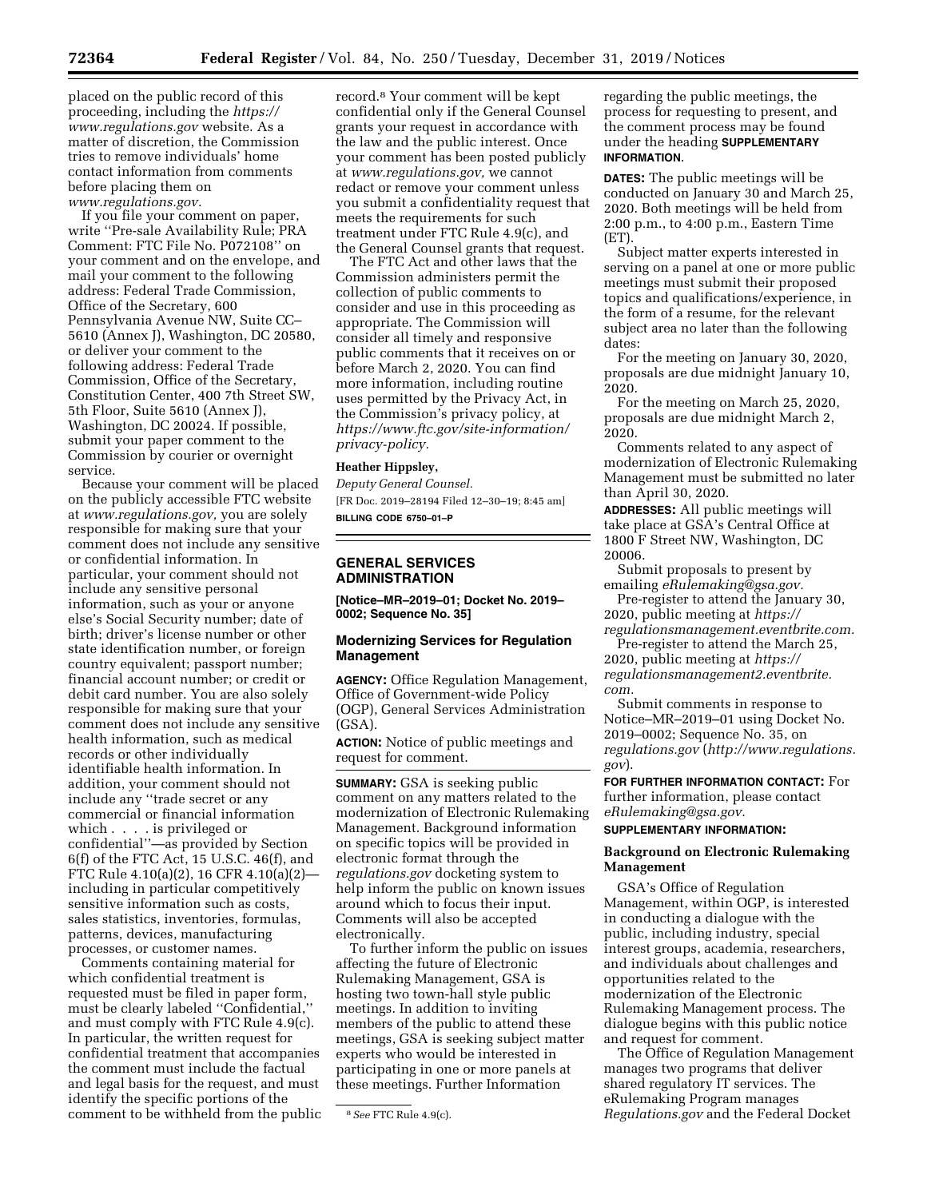placed on the public record of this proceeding, including the *https://www.regulations.gov* website. As a matter of discretion, the Commission tries to remove individuals' home contact information from comments before placing them on *www.regulations.gov.*

If you file your comment on paper, write ''Pre-sale Availability Rule; PRA Comment: FTC File No. P072108'' on your comment and on the envelope, and mail your comment to the following address: Federal Trade Commission, Office of the Secretary, 600 Pennsylvania Avenue NW, Suite CC–5610 (Annex J), Washington, DC 20580, or deliver your comment to the following address: Federal Trade Commission, Office of the Secretary, Constitution Center, 400 7th Street SW, 5th Floor, Suite 5610 (Annex J), Washington, DC 20024. If possible, submit your paper comment to the Commission by courier or overnight service.

Because your comment will be placed on the publicly accessible FTC website at *www.regulations.gov,* you are solely responsible for making sure that your comment does not include any sensitive or confidential information. In particular, your comment should not include any sensitive personal information, such as your or anyone else's Social Security number; date of birth; driver's license number or other state identification number, or foreign country equivalent; passport number; financial account number; or credit or debit card number. You are also solely responsible for making sure that your comment does not include any sensitive health information, such as medical records or other individually identifiable health information. In addition, your comment should not include any ''trade secret or any commercial or financial information which . . . . is privileged or confidential''—as provided by Section 6(f) of the FTC Act, 15 U.S.C. 46(f), and FTC Rule 4.10(a)(2), 16 CFR 4.10(a)(2)—including in particular competitively sensitive information such as costs, sales statistics, inventories, formulas, patterns, devices, manufacturing processes, or customer names.

Comments containing material for which confidential treatment is requested must be filed in paper form, must be clearly labeled ''Confidential,'' and must comply with FTC Rule 4.9(c). In particular, the written request for confidential treatment that accompanies the comment must include the factual and legal basis for the request, and must identify the specific portions of the comment to be withheld from the public record.[8] Your comment will be kept confidential only if the General Counsel grants your request in accordance with the law and the public interest. Once your comment has been posted publicly at *www.regulations.gov,* we cannot redact or remove your comment unless you submit a confidentiality request that meets the requirements for such treatment under FTC Rule 4.9(c), and the General Counsel grants that request.

The FTC Act and other laws that the Commission administers permit the collection of public comments to consider and use in this proceeding as appropriate. The Commission will consider all timely and responsive public comments that it receives on or before March 2, 2020. You can find more information, including routine uses permitted by the Privacy Act, in the Commission's privacy policy, at *https://www.ftc.gov/site-information/privacy-policy.*

**Heather Hippsley,**

*Deputy General Counsel.*

[FR Doc. 2019–28194 Filed 12–30–19; 8:45 am]

**BILLING CODE 6750–01–P**

[8] *See* FTC Rule 4.9(c).

## GENERAL SERVICES ADMINISTRATION

**[Notice–MR–2019–01; Docket No. 2019–0002; Sequence No. 35]**

### Modernizing Services for Regulation Management

**AGENCY:** Office Regulation Management, Office of Government-wide Policy (OGP), General Services Administration (GSA).

**ACTION:** Notice of public meetings and request for comment.

**SUMMARY:** GSA is seeking public comment on any matters related to the modernization of Electronic Rulemaking Management. Background information on specific topics will be provided in electronic format through the *regulations.gov* docketing system to help inform the public on known issues around which to focus their input. Comments will also be accepted electronically.

To further inform the public on issues affecting the future of Electronic Rulemaking Management, GSA is hosting two town-hall style public meetings. In addition to inviting members of the public to attend these meetings, GSA is seeking subject matter experts who would be interested in participating in one or more panels at these meetings. Further Information regarding the public meetings, the process for requesting to present, and the comment process may be found under the heading **SUPPLEMENTARY INFORMATION**.

**DATES:** The public meetings will be conducted on January 30 and March 25, 2020. Both meetings will be held from 2:00 p.m., to 4:00 p.m., Eastern Time (ET).

Subject matter experts interested in serving on a panel at one or more public meetings must submit their proposed topics and qualifications/experience, in the form of a resume, for the relevant subject area no later than the following dates:

For the meeting on January 30, 2020, proposals are due midnight January 10, 2020.

For the meeting on March 25, 2020, proposals are due midnight March 2, 2020.

Comments related to any aspect of modernization of Electronic Rulemaking Management must be submitted no later than April 30, 2020.

**ADDRESSES:** All public meetings will take place at GSA's Central Office at 1800 F Street NW, Washington, DC 20006.

Submit proposals to present by emailing *eRulemaking@gsa.gov.*

Pre-register to attend the January 30, 2020, public meeting at *https://regulationsmanagement.eventbrite.com.*

Pre-register to attend the March 25, 2020, public meeting at *https://regulationsmanagement2.eventbrite.com.*

Submit comments in response to Notice–MR–2019–01 using Docket No. 2019–0002; Sequence No. 35, on *regulations.gov* (*http://www.regulations.gov*).

**FOR FURTHER INFORMATION CONTACT:** For further information, please contact *eRulemaking@gsa.gov.*

**SUPPLEMENTARY INFORMATION:**

### Background on Electronic Rulemaking Management

GSA's Office of Regulation Management, within OGP, is interested in conducting a dialogue with the public, including industry, special interest groups, academia, researchers, and individuals about challenges and opportunities related to the modernization of the Electronic Rulemaking Management process. The dialogue begins with this public notice and request for comment.

The Office of Regulation Management manages two programs that deliver shared regulatory IT services. The eRulemaking Program manages *Regulations.gov* and the Federal Docket